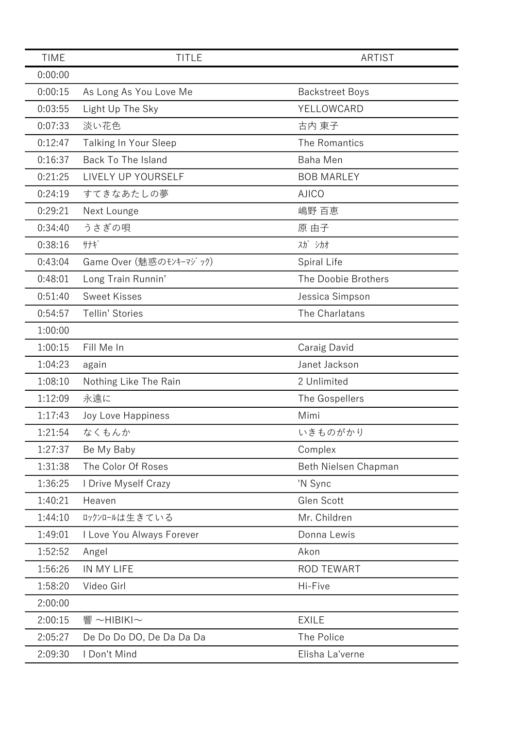| TIME | TITLE | ARTIST |
| --- | --- | --- |
| 0:00:00 | | |
| 0:00:15 | As Long As You Love Me | Backstreet Boys |
| 0:03:55 | Light Up The Sky | YELLOWCARD |
| 0:07:33 | 淡い花色 | 古内 東子 |
| 0:12:47 | Talking In Your Sleep | The Romantics |
| 0:16:37 | Back To The Island | Baha Men |
| 0:21:25 | LIVELY UP YOURSELF | BOB MARLEY |
| 0:24:19 | すてきなあたしの夢 | AJICO |
| 0:29:21 | Next Lounge | 嶋野 百恵 |
| 0:34:40 | うさぎの唄 | 原 由子 |
| 0:38:16 | ｻﾅｷﾞ | ｽｶﾞ ｼｶｵ |
| 0:43:04 | Game Over (魅惑のﾓﾝｷｰﾏｼﾞｯｸ) | Spiral Life |
| 0:48:01 | Long Train Runnin' | The Doobie Brothers |
| 0:51:40 | Sweet Kisses | Jessica Simpson |
| 0:54:57 | Tellin' Stories | The Charlatans |
| 1:00:00 | | |
| 1:00:15 | Fill Me In | Caraig David |
| 1:04:23 | again | Janet Jackson |
| 1:08:10 | Nothing Like The Rain | 2 Unlimited |
| 1:12:09 | 永遠に | The Gospellers |
| 1:17:43 | Joy Love Happiness | Mimi |
| 1:21:54 | なくもんか | いきものがかり |
| 1:27:37 | Be My Baby | Complex |
| 1:31:38 | The Color Of Roses | Beth Nielsen Chapman |
| 1:36:25 | I Drive Myself Crazy | 'N Sync |
| 1:40:21 | Heaven | Glen Scott |
| 1:44:10 | ﾛｯｸﾝﾛｰﾙは生きている | Mr. Children |
| 1:49:01 | I Love You Always Forever | Donna Lewis |
| 1:52:52 | Angel | Akon |
| 1:56:26 | IN MY LIFE | ROD TEWART |
| 1:58:20 | Video Girl | Hi-Five |
| 2:00:00 | | |
| 2:00:15 | 響 ～HIBIKI～ | EXILE |
| 2:05:27 | De Do Do DO, De Da Da Da | The Police |
| 2:09:30 | I Don't Mind | Elisha La'verne |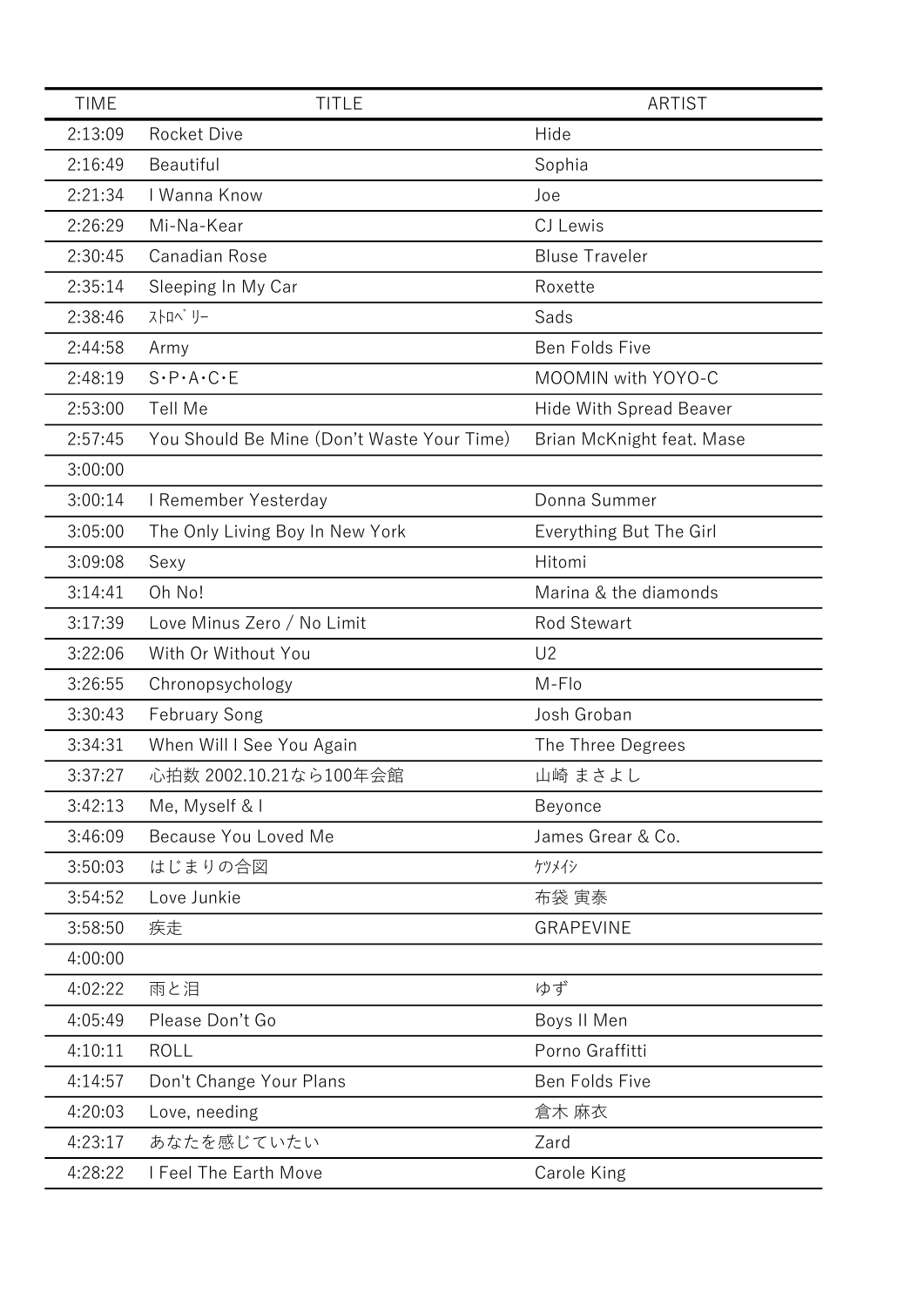| TIME | TITLE | ARTIST |
|---|---|---|
| 2:13:09 | Rocket Dive | Hide |
| 2:16:49 | Beautiful | Sophia |
| 2:21:34 | I Wanna Know | Joe |
| 2:26:29 | Mi-Na-Kear | CJ Lewis |
| 2:30:45 | Canadian Rose | Bluse Traveler |
| 2:35:14 | Sleeping In My Car | Roxette |
| 2:38:46 | ｽﾄﾛﾍﾞﾘｰ | Sads |
| 2:44:58 | Army | Ben Folds Five |
| 2:48:19 | S･P･A･C･E | MOOMIN with YOYO-C |
| 2:53:00 | Tell Me | Hide With Spread Beaver |
| 2:57:45 | You Should Be Mine (Don't Waste Your Time) | Brian McKnight feat. Mase |
| 3:00:00 | | |
| 3:00:14 | I Remember Yesterday | Donna Summer |
| 3:05:00 | The Only Living Boy In New York | Everything But The Girl |
| 3:09:08 | Sexy | Hitomi |
| 3:14:41 | Oh No! | Marina & the diamonds |
| 3:17:39 | Love Minus Zero / No Limit | Rod Stewart |
| 3:22:06 | With Or Without You | U2 |
| 3:26:55 | Chronopsychology | M-Flo |
| 3:30:43 | February Song | Josh Groban |
| 3:34:31 | When Will I See You Again | The Three Degrees |
| 3:37:27 | 心拍数 2002.10.21なら100年会館 | 山崎 まさよし |
| 3:42:13 | Me, Myself & I | Beyonce |
| 3:46:09 | Because You Loved Me | James Grear & Co. |
| 3:50:03 | はじまりの合図 | ｹﾂﾒｲｼ |
| 3:54:52 | Love Junkie | 布袋 寅泰 |
| 3:58:50 | 疾走 | GRAPEVINE |
| 4:00:00 | | |
| 4:02:22 | 雨と泪 | ゆず |
| 4:05:49 | Please Don't Go | Boys II Men |
| 4:10:11 | ROLL | Porno Graffitti |
| 4:14:57 | Don't Change Your Plans | Ben Folds Five |
| 4:20:03 | Love, needing | 倉木 麻衣 |
| 4:23:17 | あなたを感じていたい | Zard |
| 4:28:22 | I Feel The Earth Move | Carole King |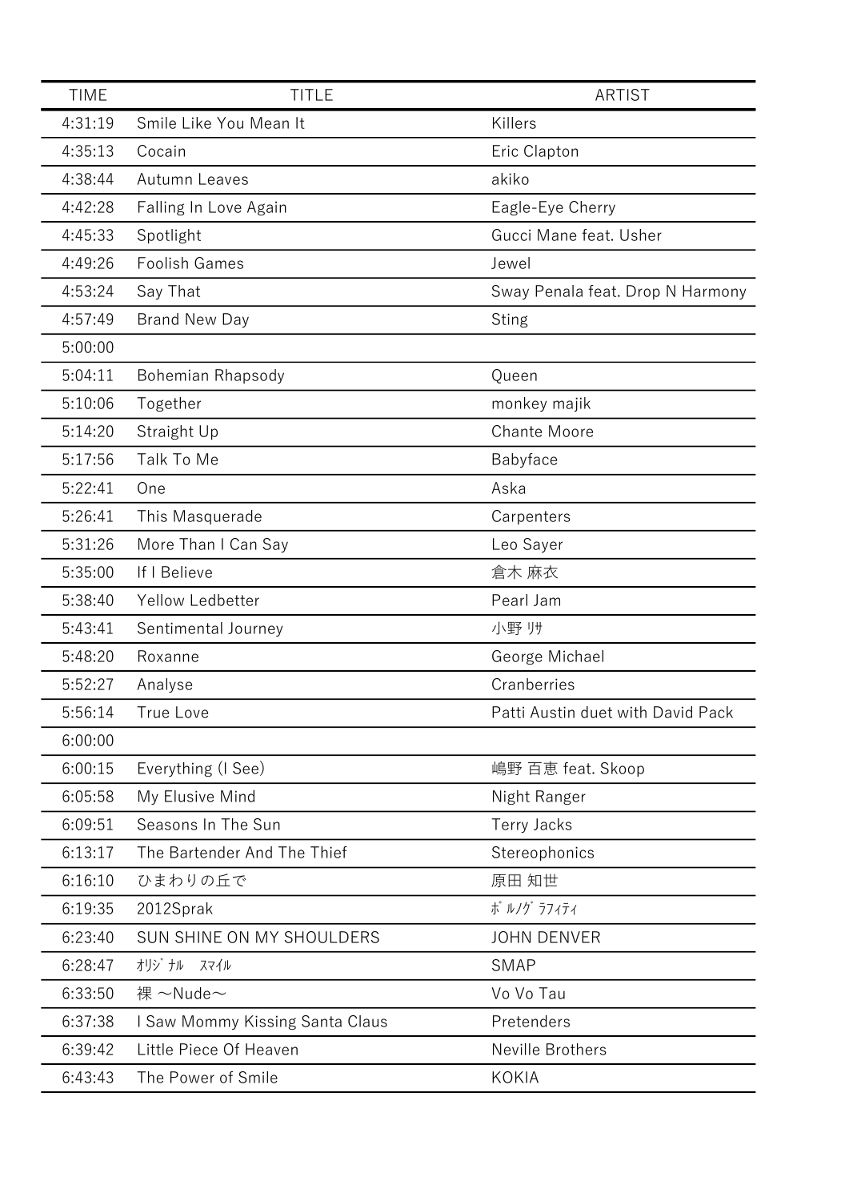| TIME | TITLE | ARTIST |
|---|---|---|
| 4:31:19 | Smile Like You Mean It | Killers |
| 4:35:13 | Cocain | Eric Clapton |
| 4:38:44 | Autumn Leaves | akiko |
| 4:42:28 | Falling In Love Again | Eagle-Eye Cherry |
| 4:45:33 | Spotlight | Gucci Mane feat. Usher |
| 4:49:26 | Foolish Games | Jewel |
| 4:53:24 | Say That | Sway Penala feat. Drop N Harmony |
| 4:57:49 | Brand New Day | Sting |
| 5:00:00 | | |
| 5:04:11 | Bohemian Rhapsody | Queen |
| 5:10:06 | Together | monkey majik |
| 5:14:20 | Straight Up | Chante Moore |
| 5:17:56 | Talk To Me | Babyface |
| 5:22:41 | One | Aska |
| 5:26:41 | This Masquerade | Carpenters |
| 5:31:26 | More Than I Can Say | Leo Sayer |
| 5:35:00 | If I Believe | 倉木 麻衣 |
| 5:38:40 | Yellow Ledbetter | Pearl Jam |
| 5:43:41 | Sentimental Journey | 小野 ﾘｻ |
| 5:48:20 | Roxanne | George Michael |
| 5:52:27 | Analyse | Cranberries |
| 5:56:14 | True Love | Patti Austin duet with David Pack |
| 6:00:00 | | |
| 6:00:15 | Everything (I See) | 嶋野 百恵 feat. Skoop |
| 6:05:58 | My Elusive Mind | Night Ranger |
| 6:09:51 | Seasons In The Sun | Terry Jacks |
| 6:13:17 | The Bartender And The Thief | Stereophonics |
| 6:16:10 | ひまわりの丘で | 原田 知世 |
| 6:19:35 | 2012Sprak | ﾎﾟﾙﾉｸﾞﾗﾌｨﾃｨ |
| 6:23:40 | SUN SHINE ON MY SHOULDERS | JOHN DENVER |
| 6:28:47 | ｵﾘｼﾞﾅﾙ　ｽﾏｲﾙ | SMAP |
| 6:33:50 | 裸 ～Nude～ | Vo Vo Tau |
| 6:37:38 | I Saw Mommy Kissing Santa Claus | Pretenders |
| 6:39:42 | Little Piece Of Heaven | Neville Brothers |
| 6:43:43 | The Power of Smile | KOKIA |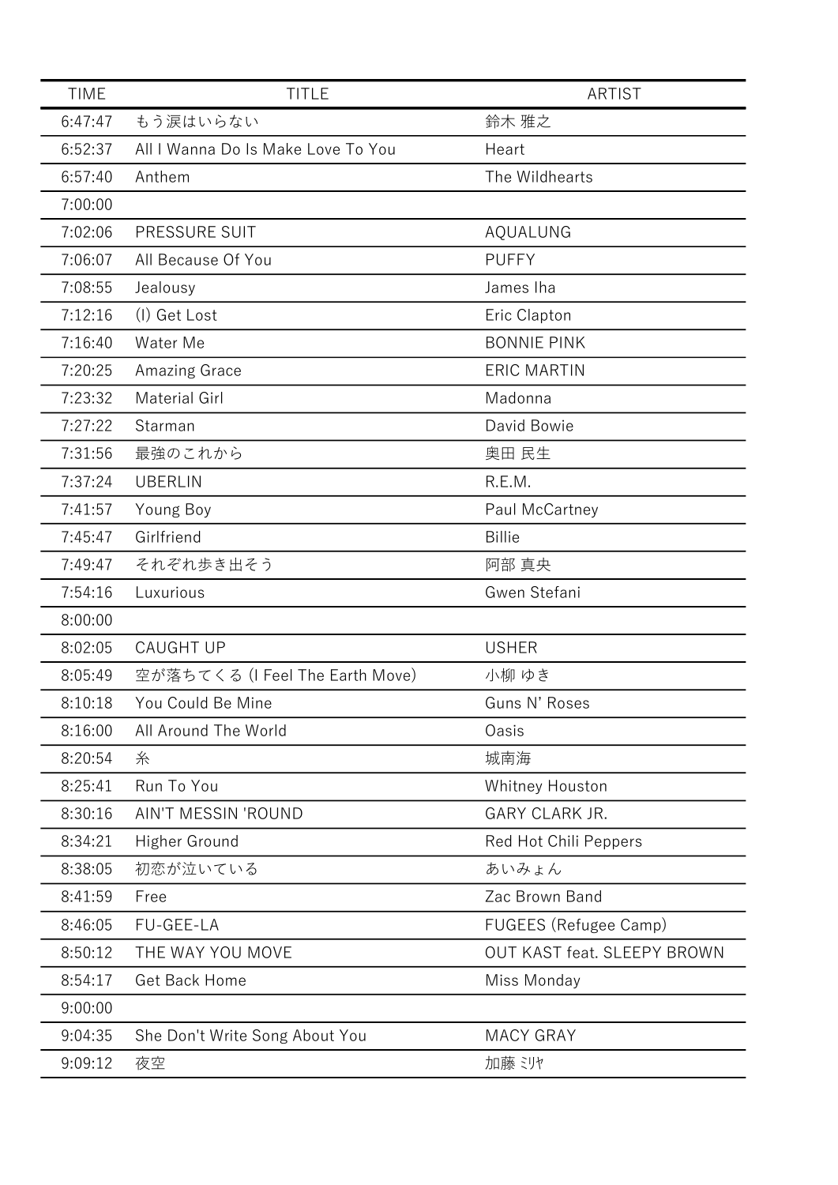| TIME | TITLE | ARTIST |
| --- | --- | --- |
| 6:47:47 | もう涙はいらない | 鈴木 雅之 |
| 6:52:37 | All I Wanna Do Is Make Love To You | Heart |
| 6:57:40 | Anthem | The Wildhearts |
| 7:00:00 | | |
| 7:02:06 | PRESSURE SUIT | AQUALUNG |
| 7:06:07 | All Because Of You | PUFFY |
| 7:08:55 | Jealousy | James Iha |
| 7:12:16 | (I) Get Lost | Eric Clapton |
| 7:16:40 | Water Me | BONNIE PINK |
| 7:20:25 | Amazing Grace | ERIC MARTIN |
| 7:23:32 | Material Girl | Madonna |
| 7:27:22 | Starman | David Bowie |
| 7:31:56 | 最強のこれから | 奥田 民生 |
| 7:37:24 | UBERLIN | R.E.M. |
| 7:41:57 | Young Boy | Paul McCartney |
| 7:45:47 | Girlfriend | Billie |
| 7:49:47 | それぞれ歩き出そう | 阿部 真央 |
| 7:54:16 | Luxurious | Gwen Stefani |
| 8:00:00 | | |
| 8:02:05 | CAUGHT UP | USHER |
| 8:05:49 | 空が落ちてくる (I Feel The Earth Move) | 小柳 ゆき |
| 8:10:18 | You Could Be Mine | Guns N' Roses |
| 8:16:00 | All Around The World | Oasis |
| 8:20:54 | 糸 | 城南海 |
| 8:25:41 | Run To You | Whitney Houston |
| 8:30:16 | AIN'T MESSIN 'ROUND | GARY CLARK JR. |
| 8:34:21 | Higher Ground | Red Hot Chili Peppers |
| 8:38:05 | 初恋が泣いている | あいみょん |
| 8:41:59 | Free | Zac Brown Band |
| 8:46:05 | FU-GEE-LA | FUGEES (Refugee Camp) |
| 8:50:12 | THE WAY YOU MOVE | OUT KAST feat. SLEEPY BROWN |
| 8:54:17 | Get Back Home | Miss Monday |
| 9:00:00 | | |
| 9:04:35 | She Don't Write Song About You | MACY GRAY |
| 9:09:12 | 夜空 | 加藤 ﾐﾘﾔ |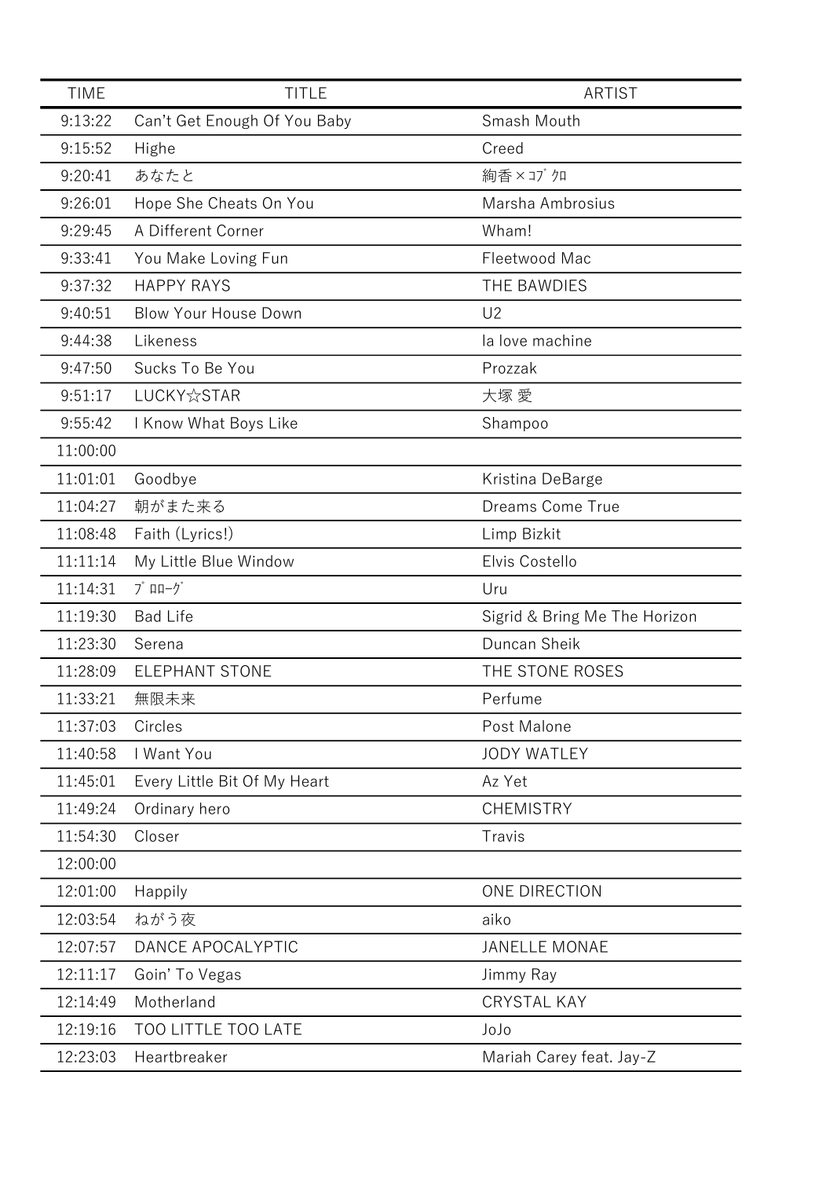| TIME | TITLE | ARTIST |
|---|---|---|
| 9:13:22 | Can't Get Enough Of You Baby | Smash Mouth |
| 9:15:52 | Highe | Creed |
| 9:20:41 | あなたと | 絢香×ｺﾌﾞｸﾛ |
| 9:26:01 | Hope She Cheats On You | Marsha Ambrosius |
| 9:29:45 | A Different Corner | Wham! |
| 9:33:41 | You Make Loving Fun | Fleetwood Mac |
| 9:37:32 | HAPPY RAYS | THE BAWDIES |
| 9:40:51 | Blow Your House Down | U2 |
| 9:44:38 | Likeness | la love machine |
| 9:47:50 | Sucks To Be You | Prozzak |
| 9:51:17 | LUCKY☆STAR | 大塚 愛 |
| 9:55:42 | I Know What Boys Like | Shampoo |
| 11:00:00 | | |
| 11:01:01 | Goodbye | Kristina DeBarge |
| 11:04:27 | 朝がまた来る | Dreams Come True |
| 11:08:48 | Faith (Lyrics!) | Limp Bizkit |
| 11:11:14 | My Little Blue Window | Elvis Costello |
| 11:14:31 | ﾌﾟﾛﾛｰｸﾞ | Uru |
| 11:19:30 | Bad Life | Sigrid & Bring Me The Horizon |
| 11:23:30 | Serena | Duncan Sheik |
| 11:28:09 | ELEPHANT STONE | THE STONE ROSES |
| 11:33:21 | 無限未来 | Perfume |
| 11:37:03 | Circles | Post Malone |
| 11:40:58 | I Want You | JODY WATLEY |
| 11:45:01 | Every Little Bit Of My Heart | Az Yet |
| 11:49:24 | Ordinary hero | CHEMISTRY |
| 11:54:30 | Closer | Travis |
| 12:00:00 | | |
| 12:01:00 | Happily | ONE DIRECTION |
| 12:03:54 | ねがう夜 | aiko |
| 12:07:57 | DANCE APOCALYPTIC | JANELLE MONAE |
| 12:11:17 | Goin' To Vegas | Jimmy Ray |
| 12:14:49 | Motherland | CRYSTAL KAY |
| 12:19:16 | TOO LITTLE TOO LATE | JoJo |
| 12:23:03 | Heartbreaker | Mariah Carey feat. Jay-Z |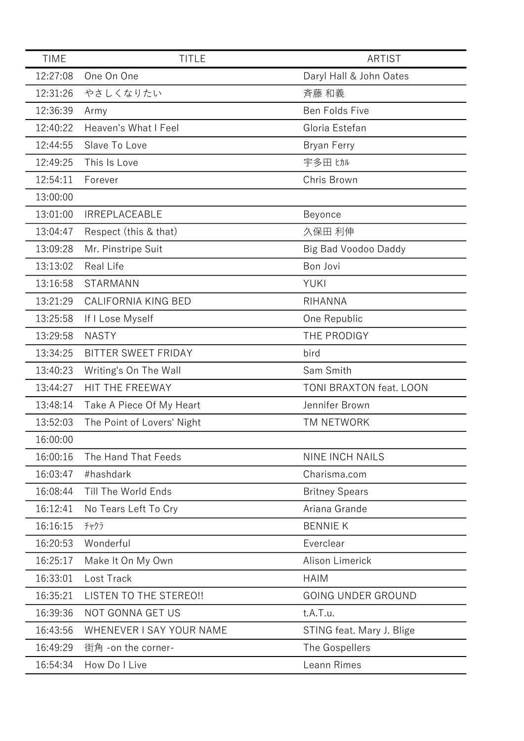| TIME | TITLE | ARTIST |
|---|---|---|
| 12:27:08 | One On One | Daryl Hall & John Oates |
| 12:31:26 | やさしくなりたい | 斉藤 和義 |
| 12:36:39 | Army | Ben Folds Five |
| 12:40:22 | Heaven's What I Feel | Gloria Estefan |
| 12:44:55 | Slave To Love | Bryan Ferry |
| 12:49:25 | This Is Love | 宇多田 ﾋｶﾙ |
| 12:54:11 | Forever | Chris Brown |
| 13:00:00 | | |
| 13:01:00 | IRREPLACEABLE | Beyonce |
| 13:04:47 | Respect (this & that) | 久保田 利伸 |
| 13:09:28 | Mr. Pinstripe Suit | Big Bad Voodoo Daddy |
| 13:13:02 | Real Life | Bon Jovi |
| 13:16:58 | STARMANN | YUKI |
| 13:21:29 | CALIFORNIA KING BED | RIHANNA |
| 13:25:58 | If I Lose Myself | One Republic |
| 13:29:58 | NASTY | THE PRODIGY |
| 13:34:25 | BITTER SWEET FRIDAY | bird |
| 13:40:23 | Writing's On The Wall | Sam Smith |
| 13:44:27 | HIT THE FREEWAY | TONI BRAXTON feat. LOON |
| 13:48:14 | Take A Piece Of My Heart | Jennifer Brown |
| 13:52:03 | The Point of Lovers' Night | TM NETWORK |
| 16:00:00 | | |
| 16:00:16 | The Hand That Feeds | NINE INCH NAILS |
| 16:03:47 | #hashdark | Charisma.com |
| 16:08:44 | Till The World Ends | Britney Spears |
| 16:12:41 | No Tears Left To Cry | Ariana Grande |
| 16:16:15 | ﾁｬｸﾗ | BENNIE K |
| 16:20:53 | Wonderful | Everclear |
| 16:25:17 | Make It On My Own | Alison Limerick |
| 16:33:01 | Lost Track | HAIM |
| 16:35:21 | LISTEN TO THE STEREO!! | GOING UNDER GROUND |
| 16:39:36 | NOT GONNA GET US | t.A.T.u. |
| 16:43:56 | WHENEVER I SAY YOUR NAME | STING feat. Mary J. Blige |
| 16:49:29 | 街角 -on the corner- | The Gospellers |
| 16:54:34 | How Do I Live | Leann Rimes |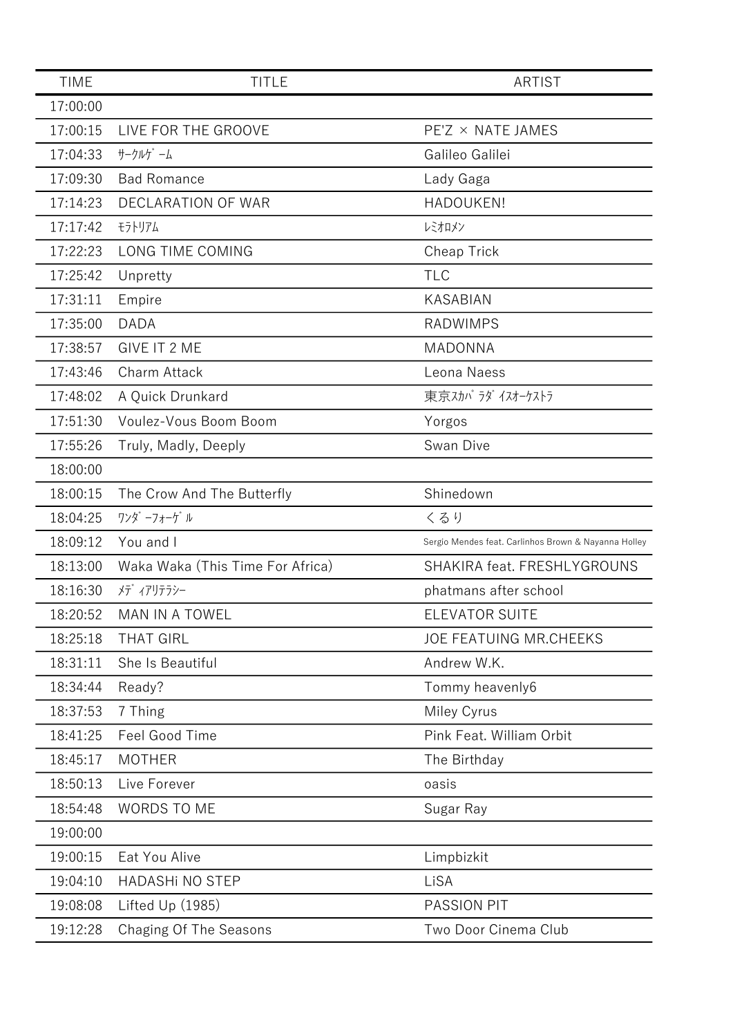| TIME | TITLE | ARTIST |
|---|---|---|
| 17:00:00 | | |
| 17:00:15 | LIVE FOR THE GROOVE | PE'Z × NATE JAMES |
| 17:04:33 | ｻｰｸﾙｹﾞｰﾑ | Galileo Galilei |
| 17:09:30 | Bad Romance | Lady Gaga |
| 17:14:23 | DECLARATION OF WAR | HADOUKEN! |
| 17:17:42 | ﾓﾗﾄﾘｱﾑ | ﾚﾐｵﾛﾒﾝ |
| 17:22:23 | LONG TIME COMING | Cheap Trick |
| 17:25:42 | Unpretty | TLC |
| 17:31:11 | Empire | KASABIAN |
| 17:35:00 | DADA | RADWIMPS |
| 17:38:57 | GIVE IT 2 ME | MADONNA |
| 17:43:46 | Charm Attack | Leona Naess |
| 17:48:02 | A Quick Drunkard | 東京ｽｶﾊﾟﾗﾀﾞｲｽｵｰｹｽﾄﾗ |
| 17:51:30 | Voulez-Vous Boom Boom | Yorgos |
| 17:55:26 | Truly, Madly, Deeply | Swan Dive |
| 18:00:00 | | |
| 18:00:15 | The Crow And The Butterfly | Shinedown |
| 18:04:25 | ﾜﾝﾀﾞｰﾌｫｰｹﾞﾙ | くるり |
| 18:09:12 | You and I | Sergio Mendes feat. Carlinhos Brown & Nayanna Holley |
| 18:13:00 | Waka Waka (This Time For Africa) | SHAKIRA feat. FRESHLYGROUNS |
| 18:16:30 | ﾒﾃﾞｨｱﾘﾃﾗｼｰ | phatmans after school |
| 18:20:52 | MAN IN A TOWEL | ELEVATOR SUITE |
| 18:25:18 | THAT GIRL | JOE FEATUING MR.CHEEKS |
| 18:31:11 | She Is Beautiful | Andrew W.K. |
| 18:34:44 | Ready? | Tommy heavenly6 |
| 18:37:53 | 7 Thing | Miley Cyrus |
| 18:41:25 | Feel Good Time | Pink Feat. William Orbit |
| 18:45:17 | MOTHER | The Birthday |
| 18:50:13 | Live Forever | oasis |
| 18:54:48 | WORDS TO ME | Sugar Ray |
| 19:00:00 | | |
| 19:00:15 | Eat You Alive | Limpbizkit |
| 19:04:10 | HADASHi NO STEP | LiSA |
| 19:08:08 | Lifted Up (1985) | PASSION PIT |
| 19:12:28 | Chaging Of The Seasons | Two Door Cinema Club |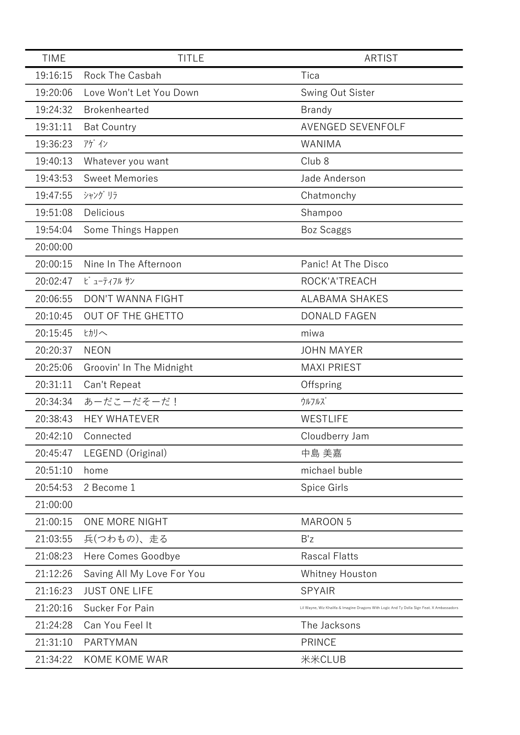| TIME | TITLE | ARTIST |
| --- | --- | --- |
| 19:16:15 | Rock The Casbah | Tica |
| 19:20:06 | Love Won't Let You Down | Swing Out Sister |
| 19:24:32 | Brokenhearted | Brandy |
| 19:31:11 | Bat Country | AVENGED SEVENFOLF |
| 19:36:23 | ｱｹﾞｲﾝ | WANIMA |
| 19:40:13 | Whatever you want | Club 8 |
| 19:43:53 | Sweet Memories | Jade Anderson |
| 19:47:55 | ｼｬﾝｸﾞﾘﾗ | Chatmonchy |
| 19:51:08 | Delicious | Shampoo |
| 19:54:04 | Some Things Happen | Boz Scaggs |
| 20:00:00 | | |
| 20:00:15 | Nine In The Afternoon | Panic! At The Disco |
| 20:02:47 | ﾋﾞｭｰﾃｨﾌﾙ ｻﾝ | ROCK'A'TREACH |
| 20:06:55 | DON'T WANNA FIGHT | ALABAMA SHAKES |
| 20:10:45 | OUT OF THE GHETTO | DONALD FAGEN |
| 20:15:45 | ﾋｶﾘへ | miwa |
| 20:20:37 | NEON | JOHN MAYER |
| 20:25:06 | Groovin' In The Midnight | MAXI PRIEST |
| 20:31:11 | Can't Repeat | Offspring |
| 20:34:34 | あーだこーだそーだ！ | ｳﾙﾌﾙｽﾞ |
| 20:38:43 | HEY WHATEVER | WESTLIFE |
| 20:42:10 | Connected | Cloudberry Jam |
| 20:45:47 | LEGEND (Original) | 中島 美嘉 |
| 20:51:10 | home | michael buble |
| 20:54:53 | 2 Become 1 | Spice Girls |
| 21:00:00 | | |
| 21:00:15 | ONE MORE NIGHT | MAROON 5 |
| 21:03:55 | 兵(つわもの)、走る | B'z |
| 21:08:23 | Here Comes Goodbye | Rascal Flatts |
| 21:12:26 | Saving All My Love For You | Whitney Houston |
| 21:16:23 | JUST ONE LIFE | SPYAIR |
| 21:20:16 | Sucker For Pain | Lil Wayne, Wiz Khalifa & Imagine Dragons With Logic And Ty Dolla Sign Feat. X Ambassadors |
| 21:24:28 | Can You Feel It | The Jacksons |
| 21:31:10 | PARTYMAN | PRINCE |
| 21:34:22 | KOME KOME WAR | 米米CLUB |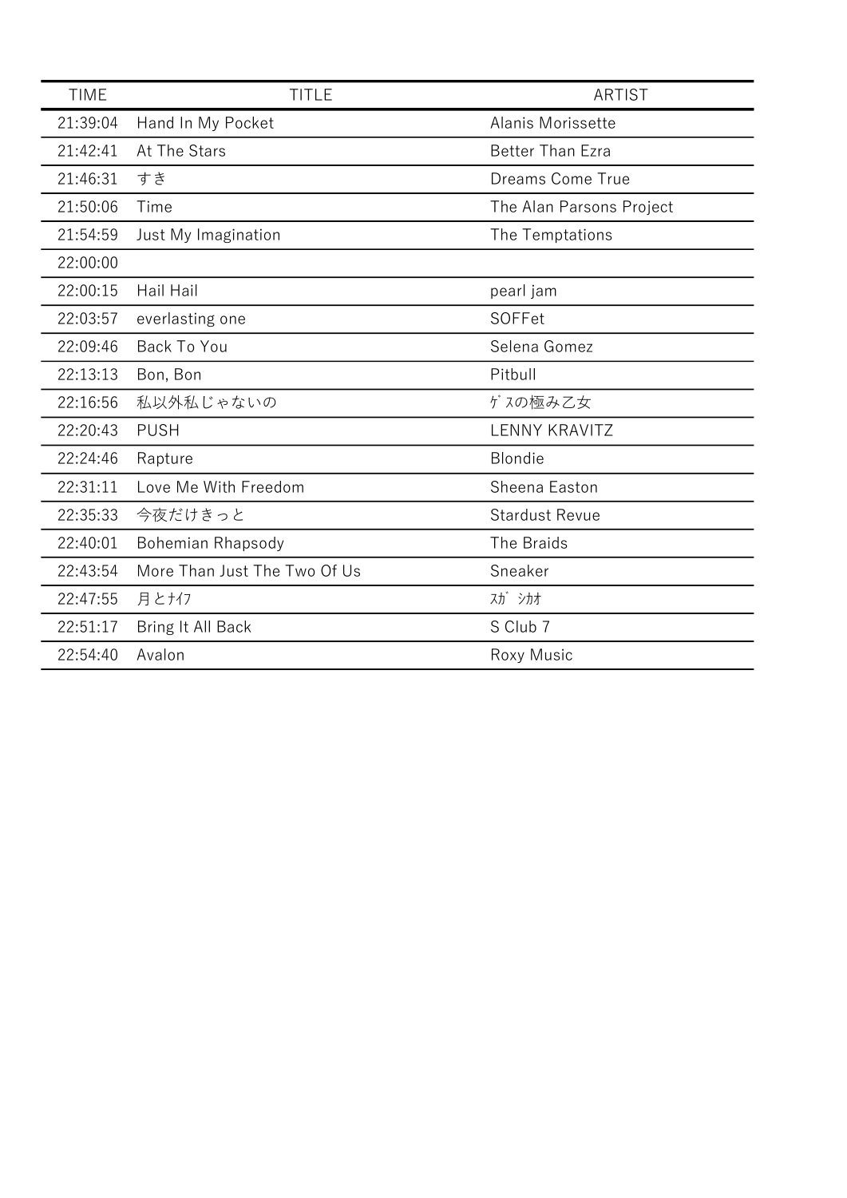| TIME | TITLE | ARTIST |
| --- | --- | --- |
| 21:39:04 | Hand In My Pocket | Alanis Morissette |
| 21:42:41 | At The Stars | Better Than Ezra |
| 21:46:31 | すき | Dreams Come True |
| 21:50:06 | Time | The Alan Parsons Project |
| 21:54:59 | Just My Imagination | The Temptations |
| 22:00:00 | | |
| 22:00:15 | Hail Hail | pearl jam |
| 22:03:57 | everlasting one | SOFFet |
| 22:09:46 | Back To You | Selena Gomez |
| 22:13:13 | Bon, Bon | Pitbull |
| 22:16:56 | 私以外私じゃないの | ｹﾞｽの極み乙女 |
| 22:20:43 | PUSH | LENNY KRAVITZ |
| 22:24:46 | Rapture | Blondie |
| 22:31:11 | Love Me With Freedom | Sheena Easton |
| 22:35:33 | 今夜だけきっと | Stardust Revue |
| 22:40:01 | Bohemian Rhapsody | The Braids |
| 22:43:54 | More Than Just The Two Of Us | Sneaker |
| 22:47:55 | 月とﾅｲﾌ | ｽｶﾞ ｼｶｵ |
| 22:51:17 | Bring It All Back | S Club 7 |
| 22:54:40 | Avalon | Roxy Music |